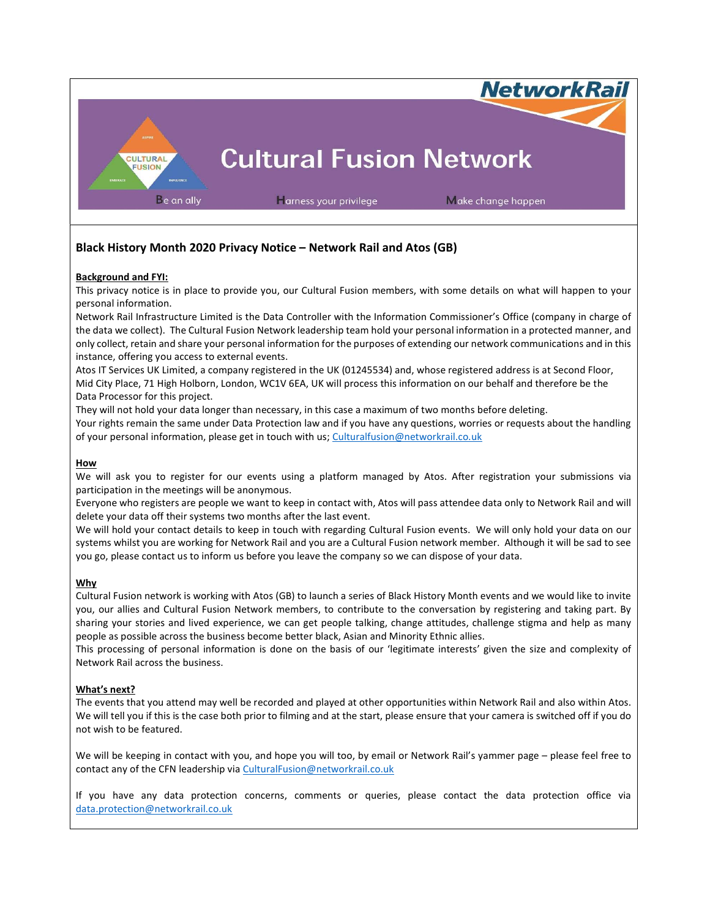NetworkRail

# Cultural Fusion Network

CULTURAL FUSION

ASPIRE

EMBRACE

INFLUENCE

Be an ally    Harness your privilege    Make change happen

## Black History Month 2020 Privacy Notice – Network Rail and Atos (GB)

**Background and FYI:**

This privacy notice is in place to provide you, our Cultural Fusion members, with some details on what will happen to your personal information.

Network Rail Infrastructure Limited is the Data Controller with the Information Commissioner's Office (company in charge of the data we collect). The Cultural Fusion Network leadership team hold your personal information in a protected manner, and only collect, retain and share your personal information for the purposes of extending our network communications and in this instance, offering you access to external events.

Atos IT Services UK Limited, a company registered in the UK (01245534) and, whose registered address is at Second Floor, Mid City Place, 71 High Holborn, London, WC1V 6EA, UK will process this information on our behalf and therefore be the Data Processor for this project.

They will not hold your data longer than necessary, in this case a maximum of two months before deleting.

Your rights remain the same under Data Protection law and if you have any questions, worries or requests about the handling of your personal information, please get in touch with us; Culturalfusion@networkrail.co.uk

**How**

We will ask you to register for our events using a platform managed by Atos. After registration your submissions via participation in the meetings will be anonymous.

Everyone who registers are people we want to keep in contact with, Atos will pass attendee data only to Network Rail and will delete your data off their systems two months after the last event.

We will hold your contact details to keep in touch with regarding Cultural Fusion events. We will only hold your data on our systems whilst you are working for Network Rail and you are a Cultural Fusion network member. Although it will be sad to see you go, please contact us to inform us before you leave the company so we can dispose of your data.

**Why**

Cultural Fusion network is working with Atos (GB) to launch a series of Black History Month events and we would like to invite you, our allies and Cultural Fusion Network members, to contribute to the conversation by registering and taking part. By sharing your stories and lived experience, we can get people talking, change attitudes, challenge stigma and help as many people as possible across the business become better black, Asian and Minority Ethnic allies.

This processing of personal information is done on the basis of our 'legitimate interests' given the size and complexity of Network Rail across the business.

**What's next?**

The events that you attend may well be recorded and played at other opportunities within Network Rail and also within Atos. We will tell you if this is the case both prior to filming and at the start, please ensure that your camera is switched off if you do not wish to be featured.

We will be keeping in contact with you, and hope you will too, by email or Network Rail's yammer page – please feel free to contact any of the CFN leadership via CulturalFusion@networkrail.co.uk

If you have any data protection concerns, comments or queries, please contact the data protection office via data.protection@networkrail.co.uk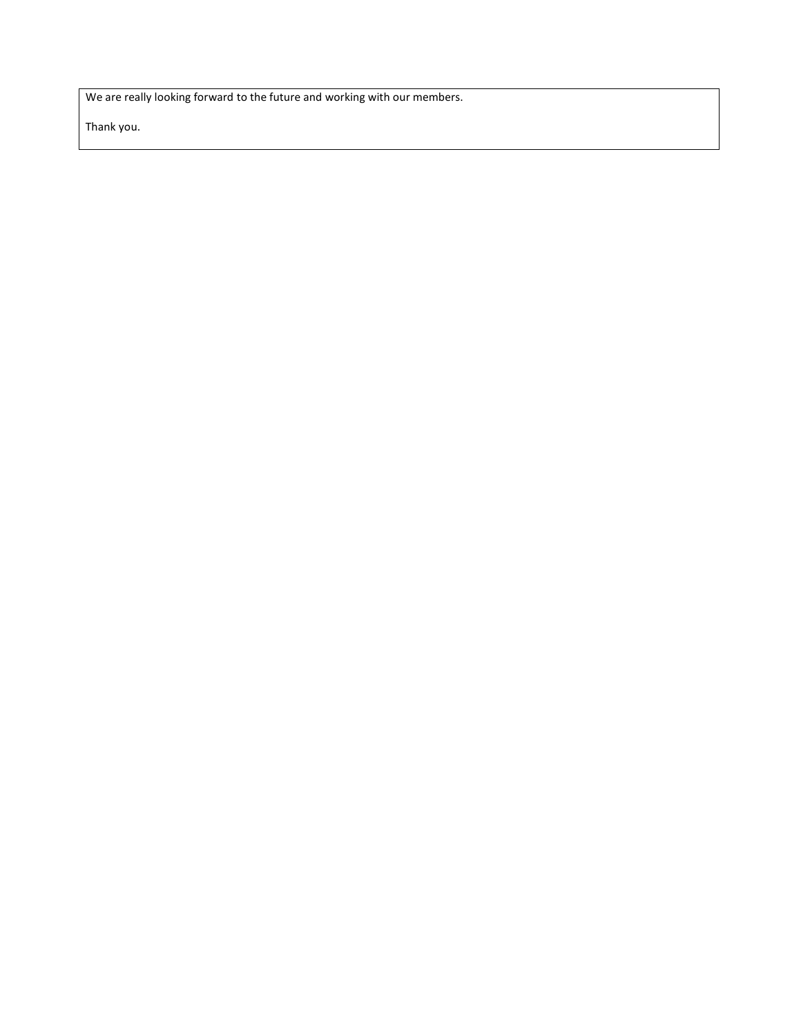We are really looking forward to the future and working with our members.

Thank you.